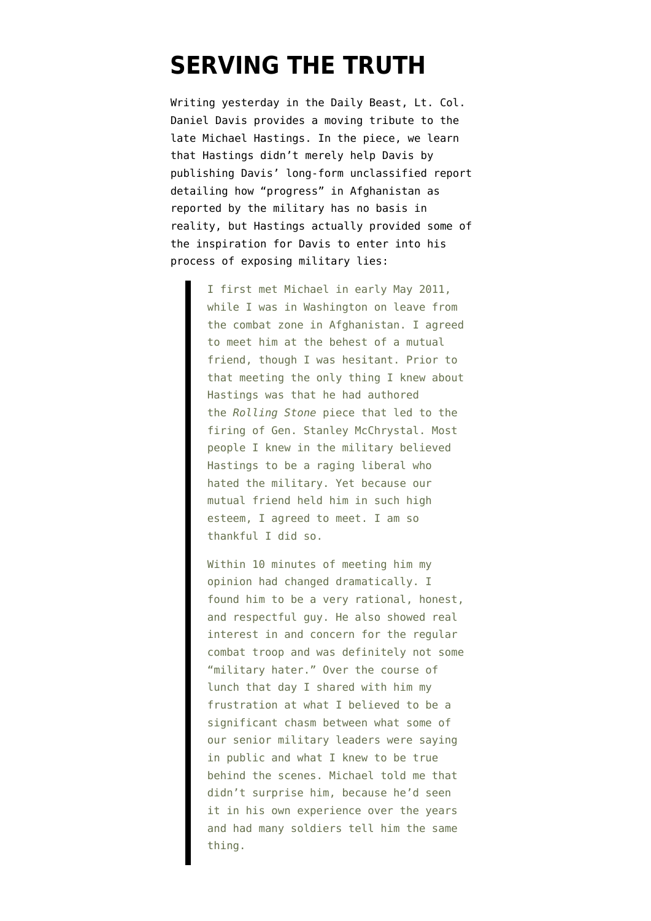# SERVING THE TRUTH

Writing yesterday in the Daily Beast, Lt. Col. Daniel Davis provides a moving tribute to the late Michael Hastings. In the piece, we learn that Hastings didn't merely help Davis by publishing Davis' long-form unclassified report detailing how "progress" in Afghanistan as reported by the military has no basis in reality, but Hastings actually provided some of the inspiration for Davis to enter into his process of exposing military lies:

> I first met Michael in early May 2011, while I was in Washington on leave from the combat zone in Afghanistan. I agreed to meet him at the behest of a mutual friend, though I was hesitant. Prior to that meeting the only thing I knew about Hastings was that he had authored the *Rolling Stone* piece that led to the firing of Gen. Stanley McChrystal. Most people I knew in the military believed Hastings to be a raging liberal who hated the military. Yet because our mutual friend held him in such high esteem, I agreed to meet. I am so thankful I did so.
>
> Within 10 minutes of meeting him my opinion had changed dramatically. I found him to be a very rational, honest, and respectful guy. He also showed real interest in and concern for the regular combat troop and was definitely not some "military hater." Over the course of lunch that day I shared with him my frustration at what I believed to be a significant chasm between what some of our senior military leaders were saying in public and what I knew to be true behind the scenes. Michael told me that didn't surprise him, because he'd seen it in his own experience over the years and had many soldiers tell him the same thing.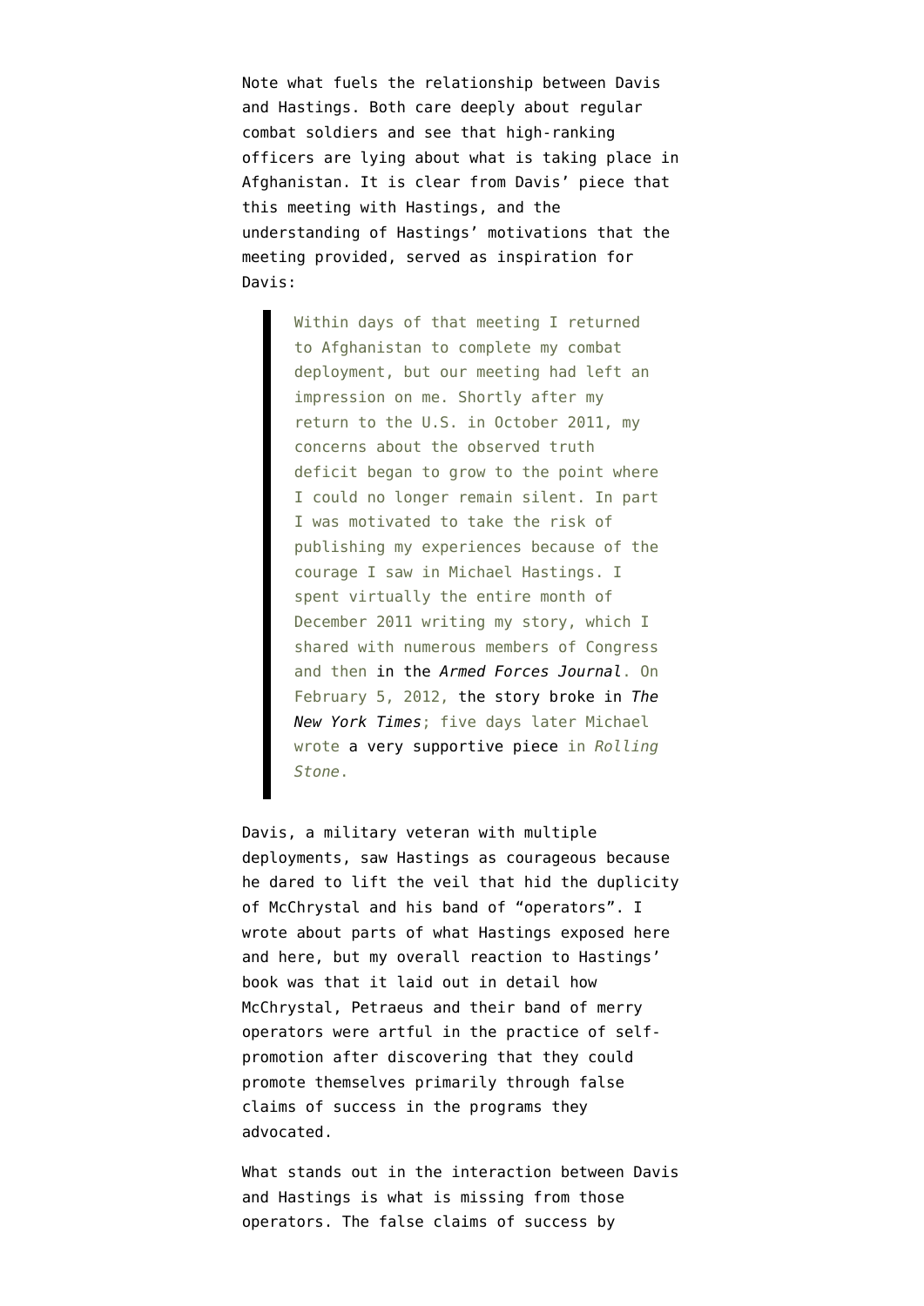Note what fuels the relationship between Davis and Hastings. Both care deeply about regular combat soldiers and see that high-ranking officers are lying about what is taking place in Afghanistan. It is clear from Davis' piece that this meeting with Hastings, and the understanding of Hastings' motivations that the meeting provided, served as inspiration for Davis:

> Within days of that meeting I returned to Afghanistan to complete my combat deployment, but our meeting had left an impression on me. Shortly after my return to the U.S. in October 2011, my concerns about the observed truth deficit began to grow to the point where I could no longer remain silent. In part I was motivated to take the risk of publishing my experiences because of the courage I saw in Michael Hastings. I spent virtually the entire month of December 2011 writing my story, which I shared with numerous members of Congress and then in the *Armed Forces Journal*. On February 5, 2012, the story broke in *The New York Times*; five days later Michael wrote a very supportive piece in *Rolling Stone*.

Davis, a military veteran with multiple deployments, saw Hastings as courageous because he dared to lift the veil that hid the duplicity of McChrystal and his band of "operators". I wrote about parts of what Hastings exposed here and here, but my overall reaction to Hastings' book was that it laid out in detail how McChrystal, Petraeus and their band of merry operators were artful in the practice of self-promotion after discovering that they could promote themselves primarily through false claims of success in the programs they advocated.

What stands out in the interaction between Davis and Hastings is what is missing from those operators. The false claims of success by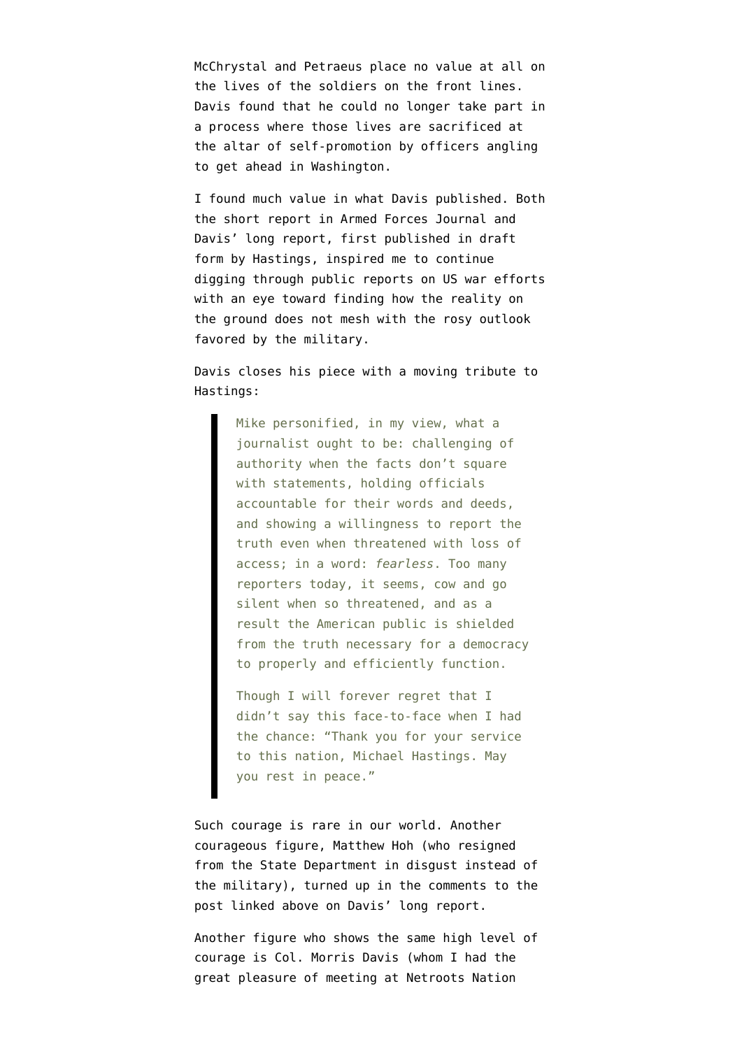McChrystal and Petraeus place no value at all on the lives of the soldiers on the front lines. Davis found that he could no longer take part in a process where those lives are sacrificed at the altar of self-promotion by officers angling to get ahead in Washington.

I found much value in what Davis published. Both the short report in Armed Forces Journal and Davis' long report, first published in draft form by Hastings, inspired me to continue digging through public reports on US war efforts with an eye toward finding how the reality on the ground does not mesh with the rosy outlook favored by the military.

Davis closes his piece with a moving tribute to Hastings:

> Mike personified, in my view, what a journalist ought to be: challenging of authority when the facts don't square with statements, holding officials accountable for their words and deeds, and showing a willingness to report the truth even when threatened with loss of access; in a word: *fearless*. Too many reporters today, it seems, cow and go silent when so threatened, and as a result the American public is shielded from the truth necessary for a democracy to properly and efficiently function.
>
> Though I will forever regret that I didn't say this face-to-face when I had the chance: "Thank you for your service to this nation, Michael Hastings. May you rest in peace."

Such courage is rare in our world. Another courageous figure, Matthew Hoh (who resigned from the State Department in disgust instead of the military), turned up in the comments to the post linked above on Davis' long report.

Another figure who shows the same high level of courage is Col. Morris Davis (whom I had the great pleasure of meeting at Netroots Nation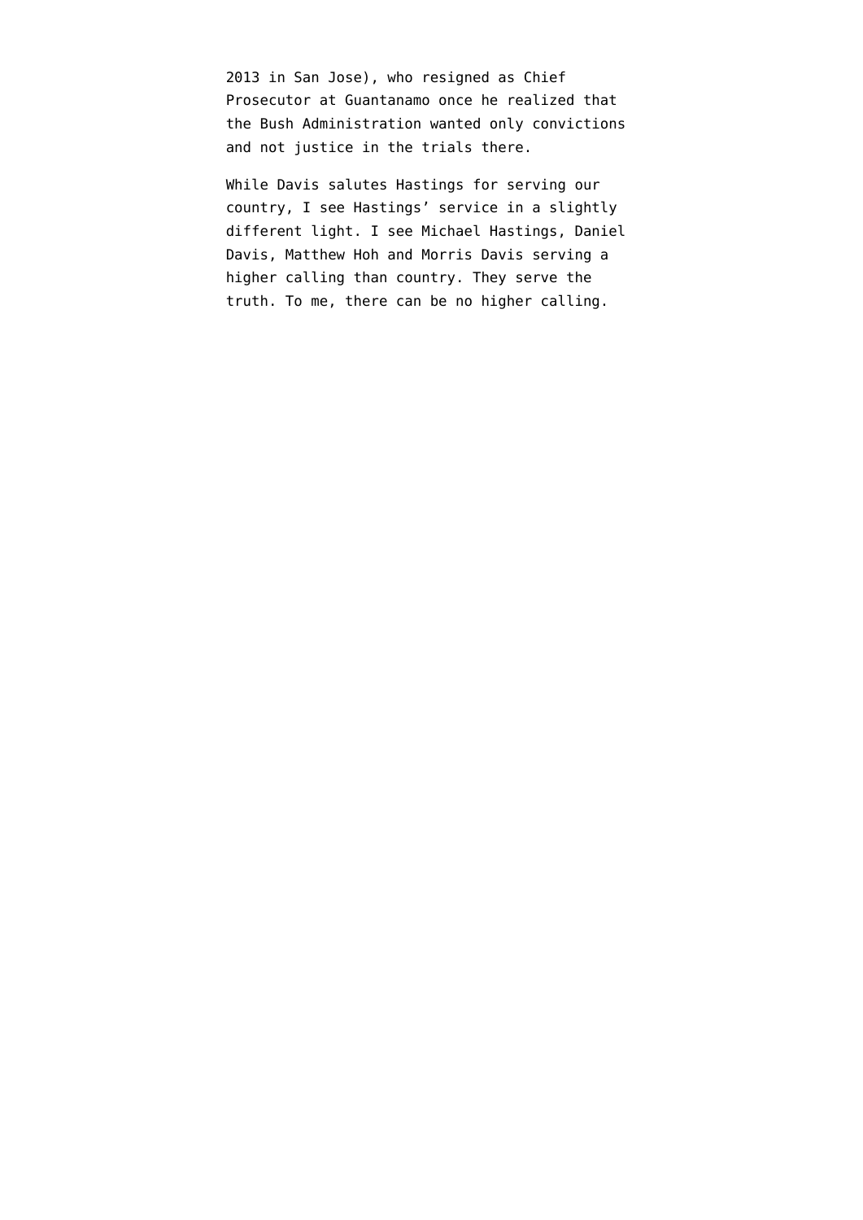2013 in San Jose), who resigned as Chief Prosecutor at Guantanamo once he realized that the Bush Administration wanted only convictions and not justice in the trials there.

While Davis salutes Hastings for serving our country, I see Hastings' service in a slightly different light. I see Michael Hastings, Daniel Davis, Matthew Hoh and Morris Davis serving a higher calling than country. They serve the truth. To me, there can be no higher calling.